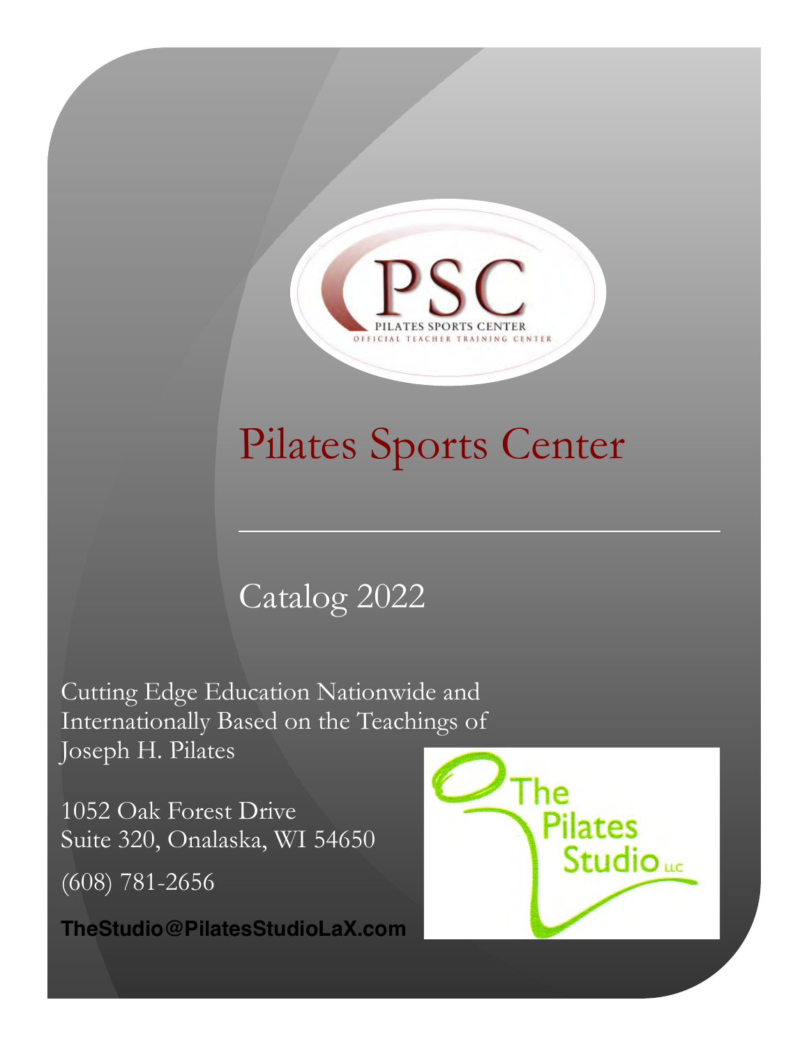PSC

PILATES SPORTS CENTER

OFFICIAL TEACHER TRAINING CENTER

# Pilates Sports Center

## Catalog 2022

Cutting Edge Education Nationwide and Internationally Based on the Teachings of Joseph H. Pilates

1052 Oak Forest Drive
Suite 320, Onalaska, WI 54650

(608) 781-2656

**TheStudio@PilatesStudioLaX.com**

The Pilates Studio LLC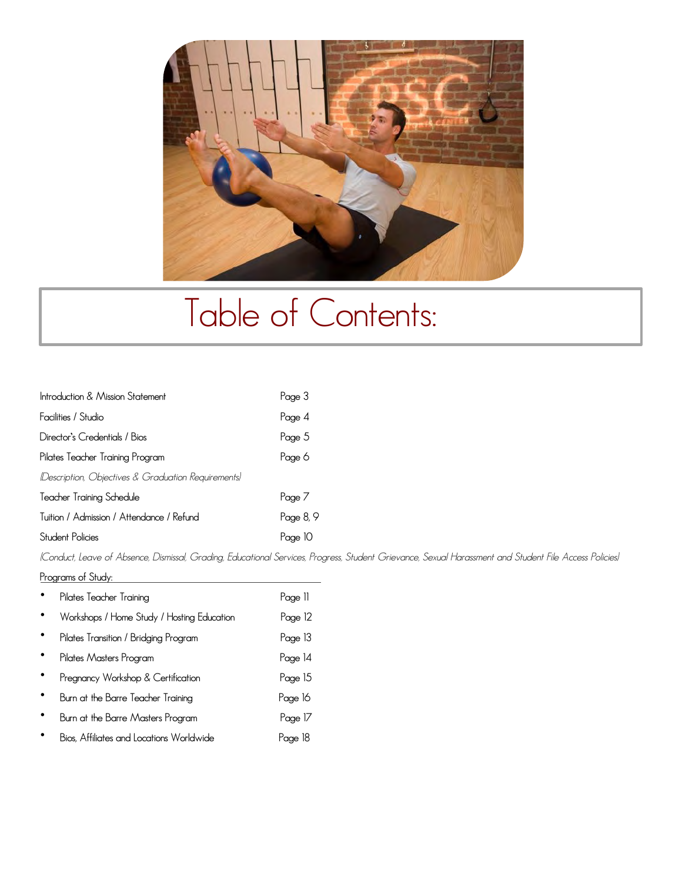# Table of Contents:

| | |
|---|---|
| Introduction & Mission Statement | Page 3 |
| Facilities / Studio | Page 4 |
| Director's Credentials / Bios | Page 5 |
| Pilates Teacher Training Program | Page 6 |
| *(Description, Objectives & Graduation Requirements)* | |
| Teacher Training Schedule | Page 7 |
| Tuition / Admission / Attendance / Refund | Page 8, 9 |
| Student Policies | Page 10 |

*(Conduct, Leave of Absence, Dismissal, Grading, Educational Services, Progress, Student Grievance, Sexual Harassment and Student File Access Policies)*

Programs of Study:

| | |
|---|---|
| • Pilates Teacher Training | Page 11 |
| • Workshops / Home Study / Hosting Education | Page 12 |
| • Pilates Transition / Bridging Program | Page 13 |
| • Pilates Masters Program | Page 14 |
| • Pregnancy Workshop & Certification | Page 15 |
| • Burn at the Barre Teacher Training | Page 16 |
| • Burn at the Barre Masters Program | Page 17 |
| • Bios, Affiliates and Locations Worldwide | Page 18 |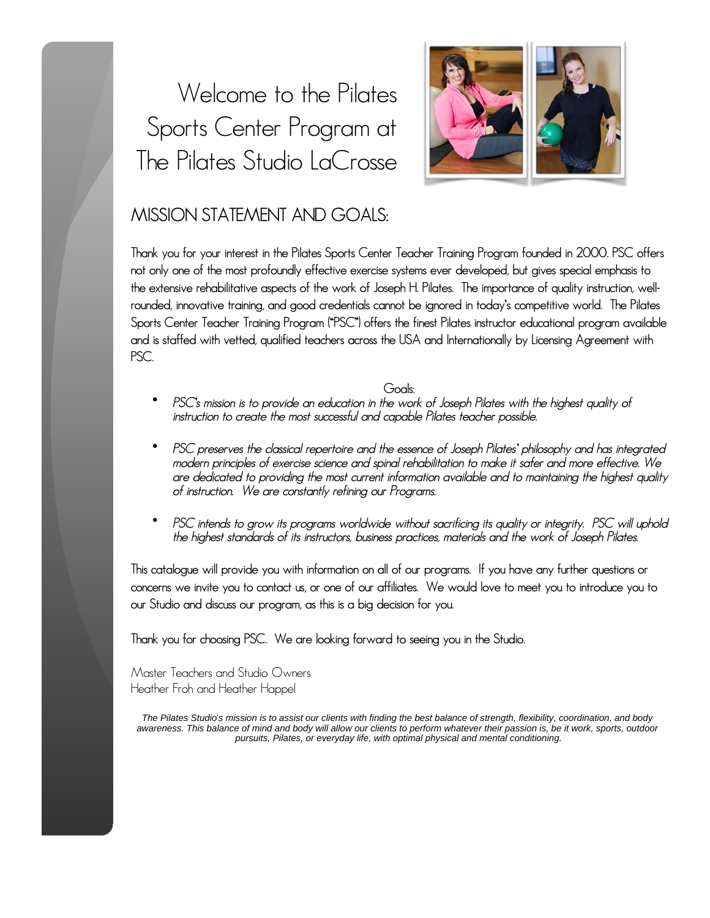# Welcome to the Pilates Sports Center Program at The Pilates Studio LaCrosse

## MISSION STATEMENT AND GOALS:

Thank you for your interest in the Pilates Sports Center Teacher Training Program founded in 2000. PSC offers not only one of the most profoundly effective exercise systems ever developed, but gives special emphasis to the extensive rehabilitative aspects of the work of Joseph H. Pilates. The importance of quality instruction, well-rounded, innovative training, and good credentials cannot be ignored in today's competitive world. The Pilates Sports Center Teacher Training Program ("PSC") offers the finest Pilates instructor educational program available and is staffed with vetted, qualified teachers across the USA and Internationally by Licensing Agreement with PSC.

Goals:

- *PSC's mission is to provide an education in the work of Joseph Pilates with the highest quality of instruction to create the most successful and capable Pilates teacher possible.*
- *PSC preserves the classical repertoire and the essence of Joseph Pilates' philosophy and has integrated modern principles of exercise science and spinal rehabilitation to make it safer and more effective. We are dedicated to providing the most current information available and to maintaining the highest quality of instruction. We are constantly refining our Programs.*
- *PSC intends to grow its programs worldwide without sacrificing its quality or integrity. PSC will uphold the highest standards of its instructors, business practices, materials and the work of Joseph Pilates.*

This catalogue will provide you with information on all of our programs. If you have any further questions or concerns we invite you to contact us, or one of our affiliates. We would love to meet you to introduce you to our Studio and discuss our program, as this is a big decision for you.

Thank you for choosing PSC. We are looking forward to seeing you in the Studio.

Master Teachers and Studio Owners
Heather Froh and Heather Happel

*The Pilates Studio's mission is to assist our clients with finding the best balance of strength, flexibility, coordination, and body awareness. This balance of mind and body will allow our clients to perform whatever their passion is, be it work, sports, outdoor pursuits, Pilates, or everyday life, with optimal physical and mental conditioning.*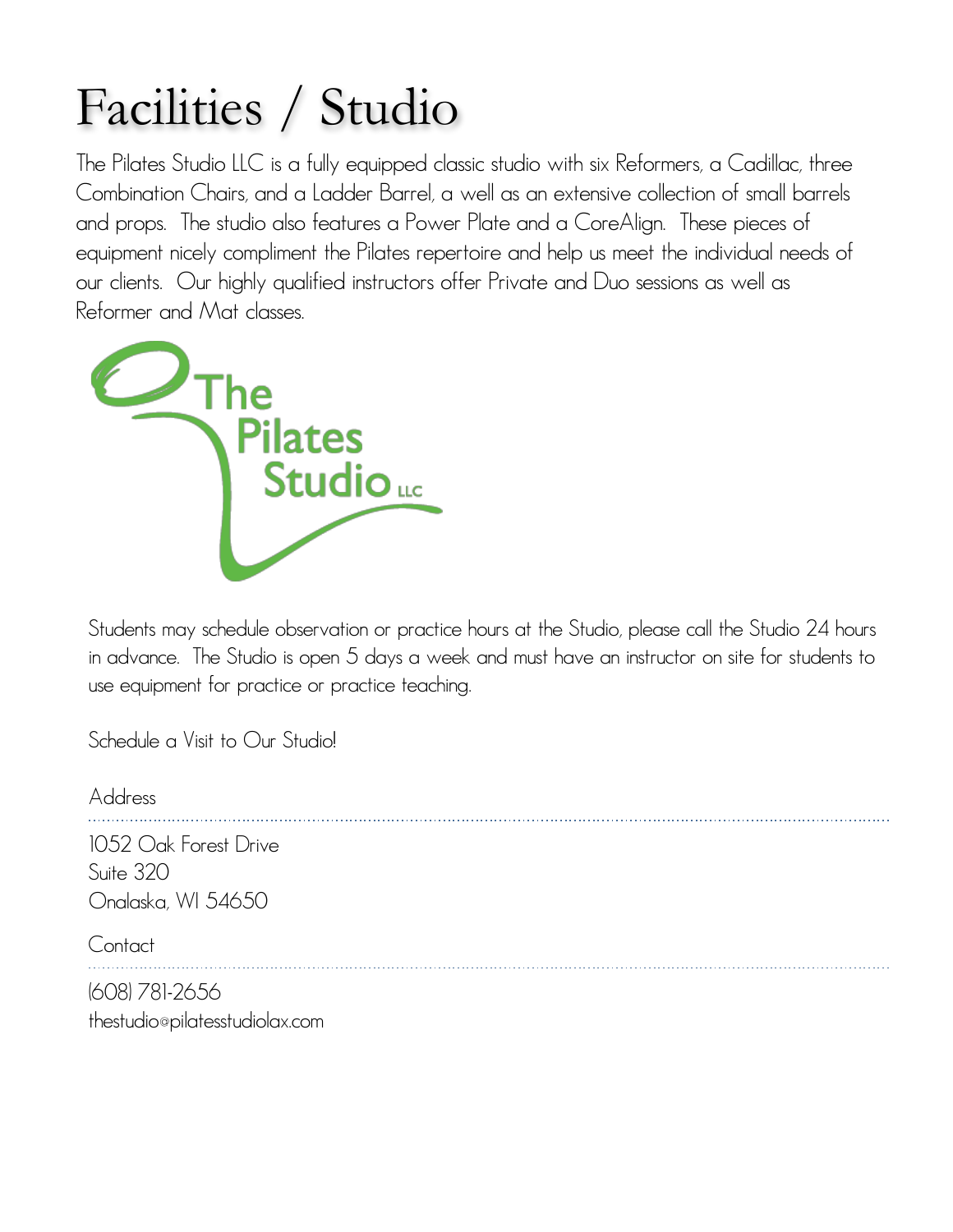# Facilities / Studio

The Pilates Studio LLC is a fully equipped classic studio with six Reformers, a Cadillac, three Combination Chairs, and a Ladder Barrel, a well as an extensive collection of small barrels and props. The studio also features a Power Plate and a CoreAlign. These pieces of equipment nicely compliment the Pilates repertoire and help us meet the individual needs of our clients. Our highly qualified instructors offer Private and Duo sessions as well as Reformer and Mat classes.

Students may schedule observation or practice hours at the Studio, please call the Studio 24 hours in advance. The Studio is open 5 days a week and must have an instructor on site for students to use equipment for practice or practice teaching.

Schedule a Visit to Our Studio!

Address

1052 Oak Forest Drive
Suite 320
Onalaska, WI 54650

Contact

(608) 781-2656
thestudio@pilatesstudiolax.com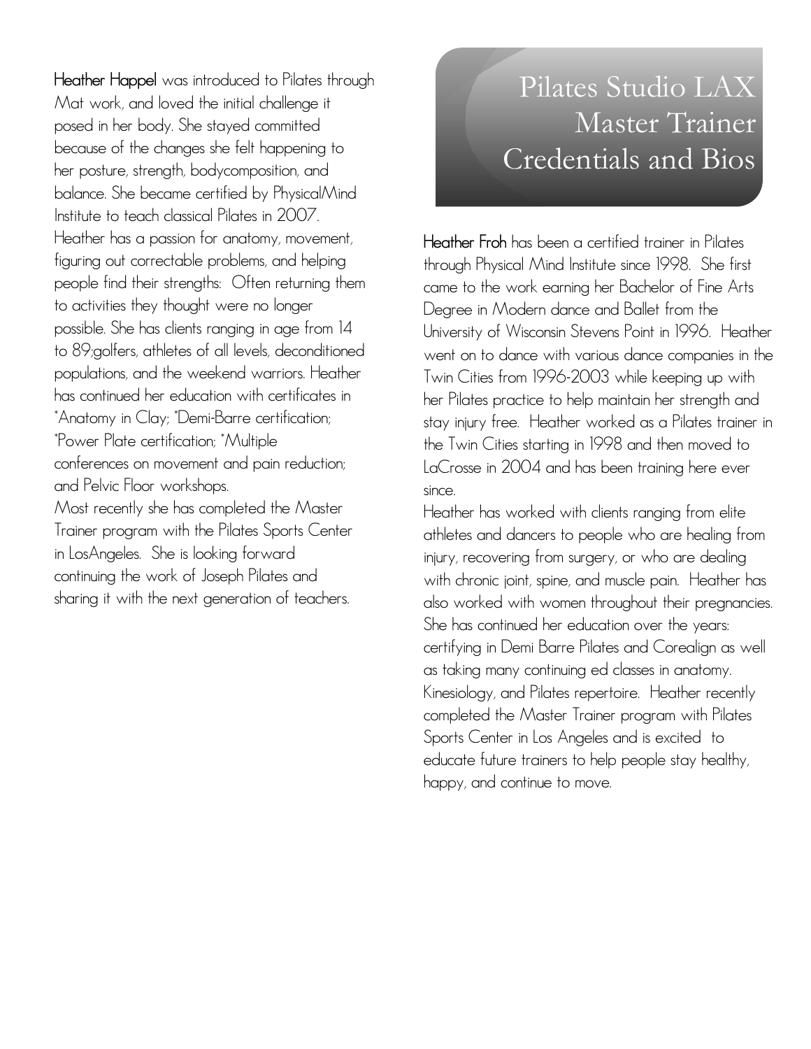# Pilates Studio LAX Master Trainer Credentials and Bios

**Heather Happel** was introduced to Pilates through Mat work, and loved the initial challenge it posed in her body. She stayed committed because of the changes she felt happening to her posture, strength, bodycomposition, and balance. She became certified by PhysicalMind Institute to teach classical Pilates in 2007. Heather has a passion for anatomy, movement, figuring out correctable problems, and helping people find their strengths: Often returning them to activities they thought were no longer possible. She has clients ranging in age from 14 to 89;golfers, athletes of all levels, deconditioned populations, and the weekend warriors. Heather has continued her education with certificates in *Anatomy in Clay; *Demi-Barre certification; *Power Plate certification; *Multiple conferences on movement and pain reduction; and Pelvic Floor workshops.

Most recently she has completed the Master Trainer program with the Pilates Sports Center in LosAngeles. She is looking forward continuing the work of Joseph Pilates and sharing it with the next generation of teachers.

**Heather Froh** has been a certified trainer in Pilates through Physical Mind Institute since 1998. She first came to the work earning her Bachelor of Fine Arts Degree in Modern dance and Ballet from the University of Wisconsin Stevens Point in 1996. Heather went on to dance with various dance companies in the Twin Cities from 1996-2003 while keeping up with her Pilates practice to help maintain her strength and stay injury free. Heather worked as a Pilates trainer in the Twin Cities starting in 1998 and then moved to LaCrosse in 2004 and has been training here ever since.

Heather has worked with clients ranging from elite athletes and dancers to people who are healing from injury, recovering from surgery, or who are dealing with chronic joint, spine, and muscle pain. Heather has also worked with women throughout their pregnancies. She has continued her education over the years: certifying in Demi Barre Pilates and Corealign as well as taking many continuing ed classes in anatomy. Kinesiology, and Pilates repertoire. Heather recently completed the Master Trainer program with Pilates Sports Center in Los Angeles and is excited to educate future trainers to help people stay healthy, happy, and continue to move.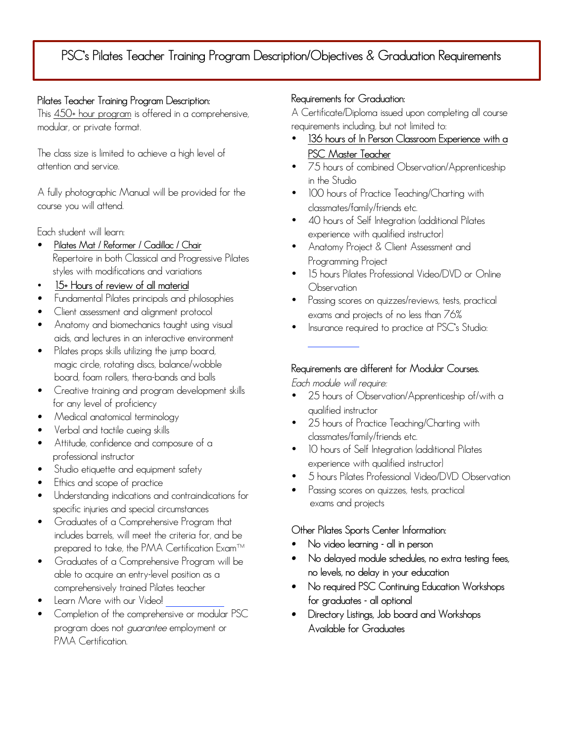# PSC's Pilates Teacher Training Program Description/Objectives & Graduation Requirements

**Pilates Teacher Training Program Description:**

This 450+ hour program is offered in a comprehensive, modular, or private format.

The class size is limited to achieve a high level of attention and service.

A fully photographic Manual will be provided for the course you will attend.

Each student will learn:

- Pilates Mat / Reformer / Cadillac / Chair Repertoire in both Classical and Progressive Pilates styles with modifications and variations
- 15+ Hours of review of all material
- Fundamental Pilates principals and philosophies
- Client assessment and alignment protocol
- Anatomy and biomechanics taught using visual aids, and lectures in an interactive environment
- Pilates props skills utilizing the jump board, magic circle, rotating discs, balance/wobble board, foam rollers, thera-bands and balls
- Creative training and program development skills for any level of proficiency
- Medical anatomical terminology
- Verbal and tactile cueing skills
- Attitude, confidence and composure of a professional instructor
- Studio etiquette and equipment safety
- Ethics and scope of practice
- Understanding indications and contraindications for specific injuries and special circumstances
- Graduates of a Comprehensive Program that includes barrels, will meet the criteria for, and be prepared to take, the PMA Certification Exam™
- Graduates of a Comprehensive Program will be able to acquire an entry-level position as a comprehensively trained Pilates teacher
- Learn More with our Video!
- Completion of the comprehensive or modular PSC program does not *guarantee* employment or PMA Certification.

**Requirements for Graduation:**

A Certificate/Diploma issued upon completing all course requirements including, but not limited to:

- 136 hours of In Person Classroom Experience with a PSC Master Teacher
- 75 hours of combined Observation/Apprenticeship in the Studio
- 100 hours of Practice Teaching/Charting with classmates/family/friends etc.
- 40 hours of Self Integration (additional Pilates experience with qualified instructor)
- Anatomy Project & Client Assessment and Programming Project
- 15 hours Pilates Professional Video/DVD or Online Observation
- Passing scores on quizzes/reviews, tests, practical exams and projects of no less than 76%
- Insurance required to practice at PSC's Studio:

**Requirements are different for Modular Courses.**

*Each module will require:*

- 25 hours of Observation/Apprenticeship of/with a qualified instructor
- 25 hours of Practice Teaching/Charting with classmates/family/friends etc.
- 10 hours of Self Integration (additional Pilates experience with qualified instructor)
- 5 hours Pilates Professional Video/DVD Observation
- Passing scores on quizzes, tests, practical exams and projects

**Other Pilates Sports Center Information:**

- No video learning - all in person
- No delayed module schedules, no extra testing fees, no levels, no delay in your education
- No required PSC Continuing Education Workshops for graduates - all optional
- Directory Listings, Job board and Workshops Available for Graduates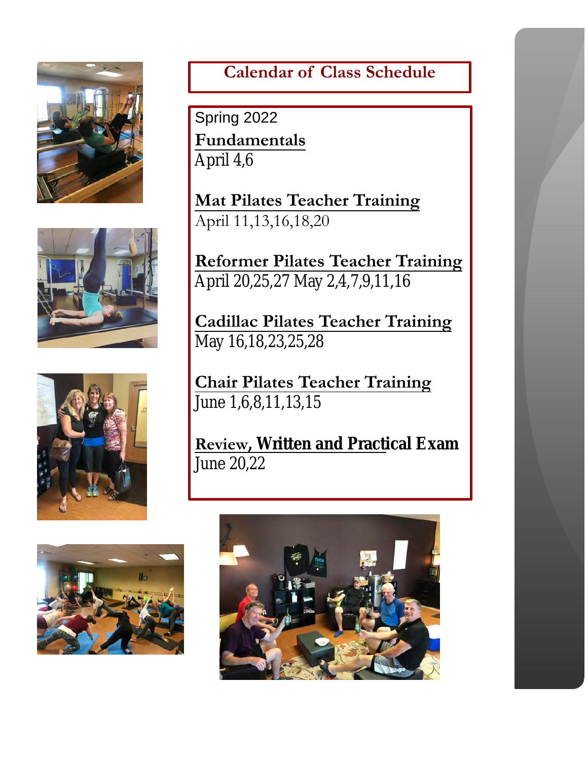## Calendar of Class Schedule

Spring 2022

**Fundamentals**
April 4,6

**Mat Pilates Teacher Training**
April 11,13,16,18,20

**Reformer Pilates Teacher Training**
April 20,25,27 May 2,4,7,9,11,16

**Cadillac Pilates Teacher Training**
May 16,18,23,25,28

**Chair Pilates Teacher Training**
June 1,6,8,11,13,15

**Review, Written and Practical Exam**
June 20,22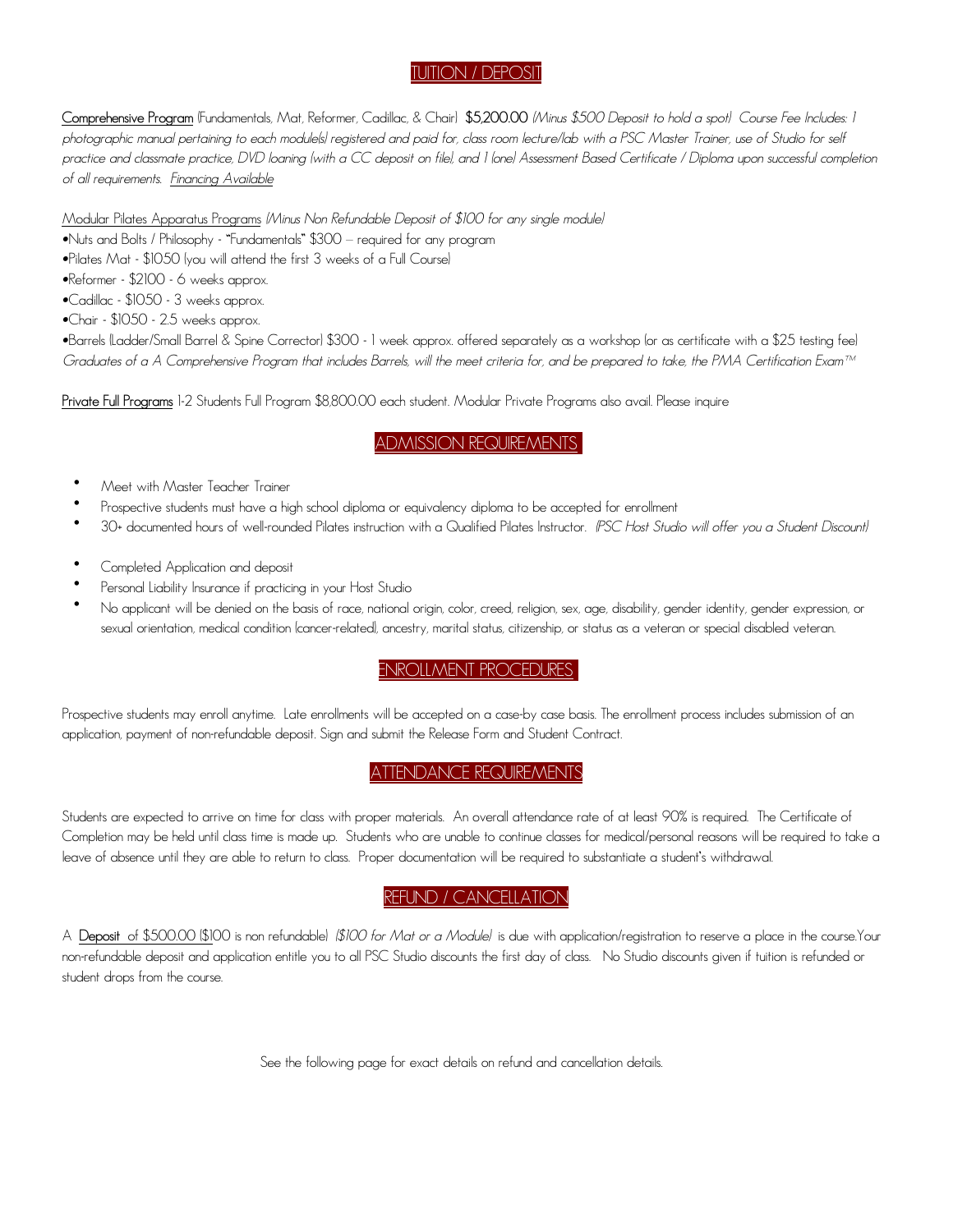## TUITION / DEPOSIT

**Comprehensive Program** (Fundamentals, Mat, Reformer, Cadillac, & Chair) **$5,200.00** *(Minus $500 Deposit to hold a spot) Course Fee Includes: 1 photographic manual pertaining to each module(s) registered and paid for, class room lecture/lab with a PSC Master Trainer, use of Studio for self practice and classmate practice, DVD loaning (with a CC deposit on file), and 1 (one) Assessment Based Certificate / Diploma upon successful completion of all requirements. Financing Available*

Modular Pilates Apparatus Programs *(Minus Non Refundable Deposit of $100 for any single module)*

- Nuts and Bolts / Philosophy - "Fundamentals" $300 – required for any program
- Pilates Mat - $1050 (you will attend the first 3 weeks of a Full Course)
- Reformer - $2100 - 6 weeks approx.
- Cadillac - $1050 - 3 weeks approx.
- Chair - $1050 - 2.5 weeks approx.
- Barrels (Ladder/Small Barrel & Spine Corrector) $300 - 1 week approx. offered separately as a workshop (or as certificate with a $25 testing fee)

*Graduates of a A Comprehensive Program that includes Barrels, will the meet criteria for, and be prepared to take, the PMA Certification Exam™*

**Private Full Programs** 1-2 Students Full Program $8,800.00 each student. Modular Private Programs also avail. Please inquire

## ADMISSION REQUIREMENTS

- Meet with Master Teacher Trainer
- Prospective students must have a high school diploma or equivalency diploma to be accepted for enrollment
- 30+ documented hours of well-rounded Pilates instruction with a Qualified Pilates Instructor. *(PSC Host Studio will offer you a Student Discount)*
- Completed Application and deposit
- Personal Liability Insurance if practicing in your Host Studio
- No applicant will be denied on the basis of race, national origin, color, creed, religion, sex, age, disability, gender identity, gender expression, or sexual orientation, medical condition (cancer-related), ancestry, marital status, citizenship, or status as a veteran or special disabled veteran.

## ENROLLMENT PROCEDURES

Prospective students may enroll anytime. Late enrollments will be accepted on a case-by case basis. The enrollment process includes submission of an application, payment of non-refundable deposit. Sign and submit the Release Form and Student Contract.

## ATTENDANCE REQUIREMENTS

Students are expected to arrive on time for class with proper materials. An overall attendance rate of at least 90% is required. The Certificate of Completion may be held until class time is made up. Students who are unable to continue classes for medical/personal reasons will be required to take a leave of absence until they are able to return to class. Proper documentation will be required to substantiate a student's withdrawal.

## REFUND / CANCELLATION

A **Deposit** of $500.00 ($100 is non refundable) *($100 for Mat or a Module)* is due with application/registration to reserve a place in the course.Your non-refundable deposit and application entitle you to all PSC Studio discounts the first day of class. No Studio discounts given if tuition is refunded or student drops from the course.

See the following page for exact details on refund and cancellation details.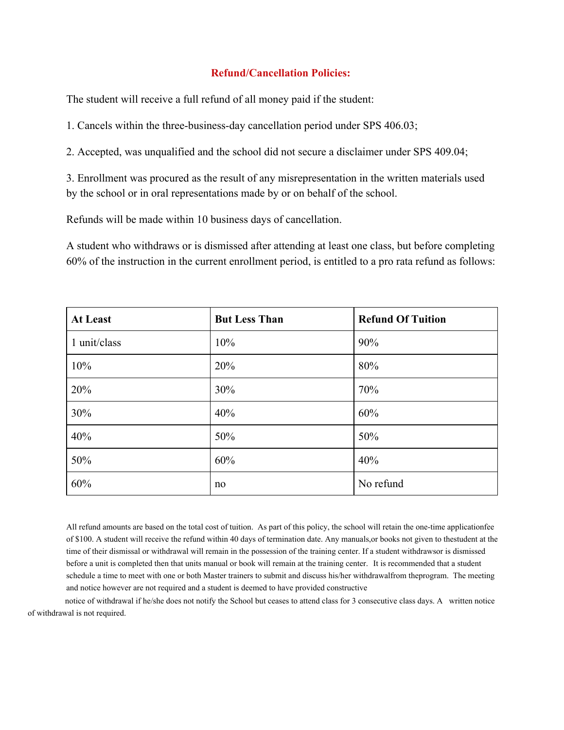## Refund/Cancellation Policies:

The student will receive a full refund of all money paid if the student:

1. Cancels within the three-business-day cancellation period under SPS 406.03;

2. Accepted, was unqualified and the school did not secure a disclaimer under SPS 409.04;

3. Enrollment was procured as the result of any misrepresentation in the written materials used by the school or in oral representations made by or on behalf of the school.

Refunds will be made within 10 business days of cancellation.

A student who withdraws or is dismissed after attending at least one class, but before completing 60% of the instruction in the current enrollment period, is entitled to a pro rata refund as follows:

| At Least | But Less Than | Refund Of Tuition |
|---|---|---|
| 1 unit/class | 10% | 90% |
| 10% | 20% | 80% |
| 20% | 30% | 70% |
| 30% | 40% | 60% |
| 40% | 50% | 50% |
| 50% | 60% | 40% |
| 60% | no | No refund |

All refund amounts are based on the total cost of tuition. As part of this policy, the school will retain the one-time applicationfee of $100. A student will receive the refund within 40 days of termination date. Any manuals,or books not given to thestudent at the time of their dismissal or withdrawal will remain in the possession of the training center. If a student withdrawsor is dismissed before a unit is completed then that units manual or book will remain at the training center. It is recommended that a student schedule a time to meet with one or both Master trainers to submit and discuss his/her withdrawalfrom theprogram. The meeting and notice however are not required and a student is deemed to have provided constructive notice of withdrawal if he/she does not notify the School but ceases to attend class for 3 consecutive class days. A written notice of withdrawal is not required.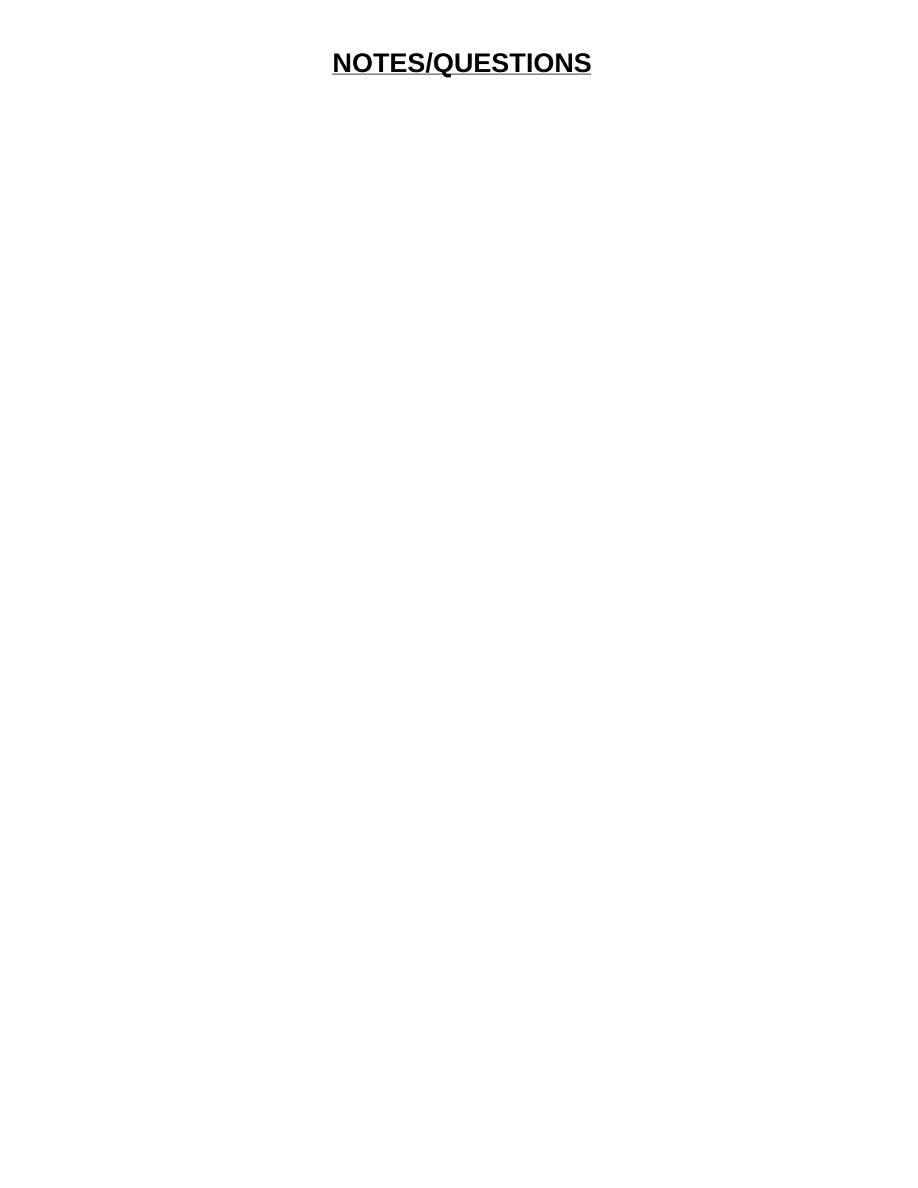# NOTES/QUESTIONS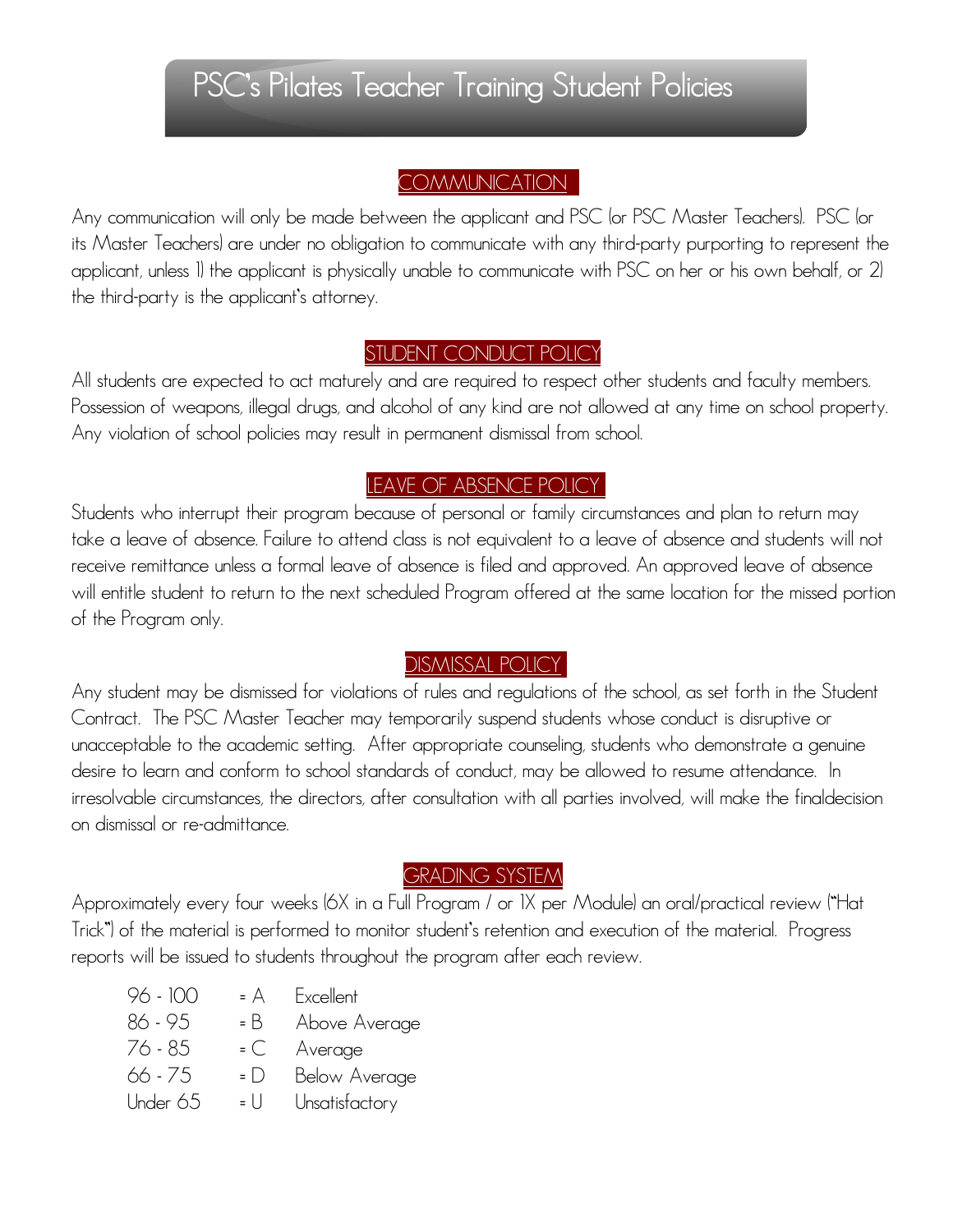# PSC's Pilates Teacher Training Student Policies

## COMMUNICATION

Any communication will only be made between the applicant and PSC (or PSC Master Teachers). PSC (or its Master Teachers) are under no obligation to communicate with any third-party purporting to represent the applicant, unless 1) the applicant is physically unable to communicate with PSC on her or his own behalf, or 2) the third-party is the applicant's attorney.

## STUDENT CONDUCT POLICY

All students are expected to act maturely and are required to respect other students and faculty members. Possession of weapons, illegal drugs, and alcohol of any kind are not allowed at any time on school property. Any violation of school policies may result in permanent dismissal from school.

## LEAVE OF ABSENCE POLICY

Students who interrupt their program because of personal or family circumstances and plan to return may take a leave of absence. Failure to attend class is not equivalent to a leave of absence and students will not receive remittance unless a formal leave of absence is filed and approved. An approved leave of absence will entitle student to return to the next scheduled Program offered at the same location for the missed portion of the Program only.

## DISMISSAL POLICY

Any student may be dismissed for violations of rules and regulations of the school, as set forth in the Student Contract. The PSC Master Teacher may temporarily suspend students whose conduct is disruptive or unacceptable to the academic setting. After appropriate counseling, students who demonstrate a genuine desire to learn and conform to school standards of conduct, may be allowed to resume attendance. In irresolvable circumstances, the directors, after consultation with all parties involved, will make the finaldecision on dismissal or re-admittance.

## GRADING SYSTEM

Approximately every four weeks (6X in a Full Program / or 1X per Module) an oral/practical review ("Hat Trick") of the material is performed to monitor student's retention and execution of the material. Progress reports will be issued to students throughout the program after each review.

| | | |
|---|---|---|
| 96 - 100 | = A | Excellent |
| 86 - 95 | = B | Above Average |
| 76 - 85 | = C | Average |
| 66 - 75 | = D | Below Average |
| Under 65 | = U | Unsatisfactory |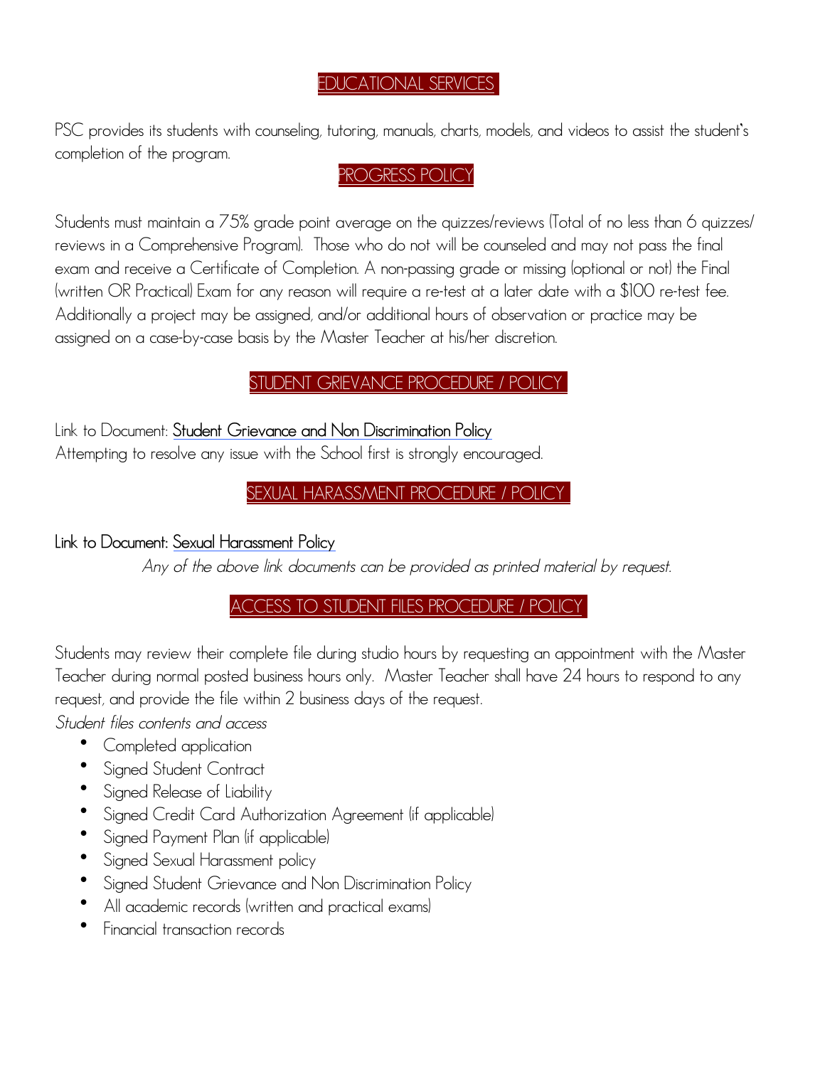## EDUCATIONAL SERVICES

PSC provides its students with counseling, tutoring, manuals, charts, models, and videos to assist the student's completion of the program.

## PROGRESS POLICY

Students must maintain a 75% grade point average on the quizzes/reviews (Total of no less than 6 quizzes/ reviews in a Comprehensive Program). Those who do not will be counseled and may not pass the final exam and receive a Certificate of Completion. A non-passing grade or missing (optional or not) the Final (written OR Practical) Exam for any reason will require a re-test at a later date with a $100 re-test fee. Additionally a project may be assigned, and/or additional hours of observation or practice may be assigned on a case-by-case basis by the Master Teacher at his/her discretion.

## STUDENT GRIEVANCE PROCEDURE / POLICY

Link to Document: **Student Grievance and Non Discrimination Policy**
Attempting to resolve any issue with the School first is strongly encouraged.

## SEXUAL HARASSMENT PROCEDURE / POLICY

**Link to Document:** Sexual Harassment Policy

*Any of the above link documents can be provided as printed material by request.*

## ACCESS TO STUDENT FILES PROCEDURE / POLICY

Students may review their complete file during studio hours by requesting an appointment with the Master Teacher during normal posted business hours only. Master Teacher shall have 24 hours to respond to any request, and provide the file within 2 business days of the request.

*Student files contents and access*

- Completed application
- Signed Student Contract
- Signed Release of Liability
- Signed Credit Card Authorization Agreement (if applicable)
- Signed Payment Plan (if applicable)
- Signed Sexual Harassment policy
- Signed Student Grievance and Non Discrimination Policy
- All academic records (written and practical exams)
- Financial transaction records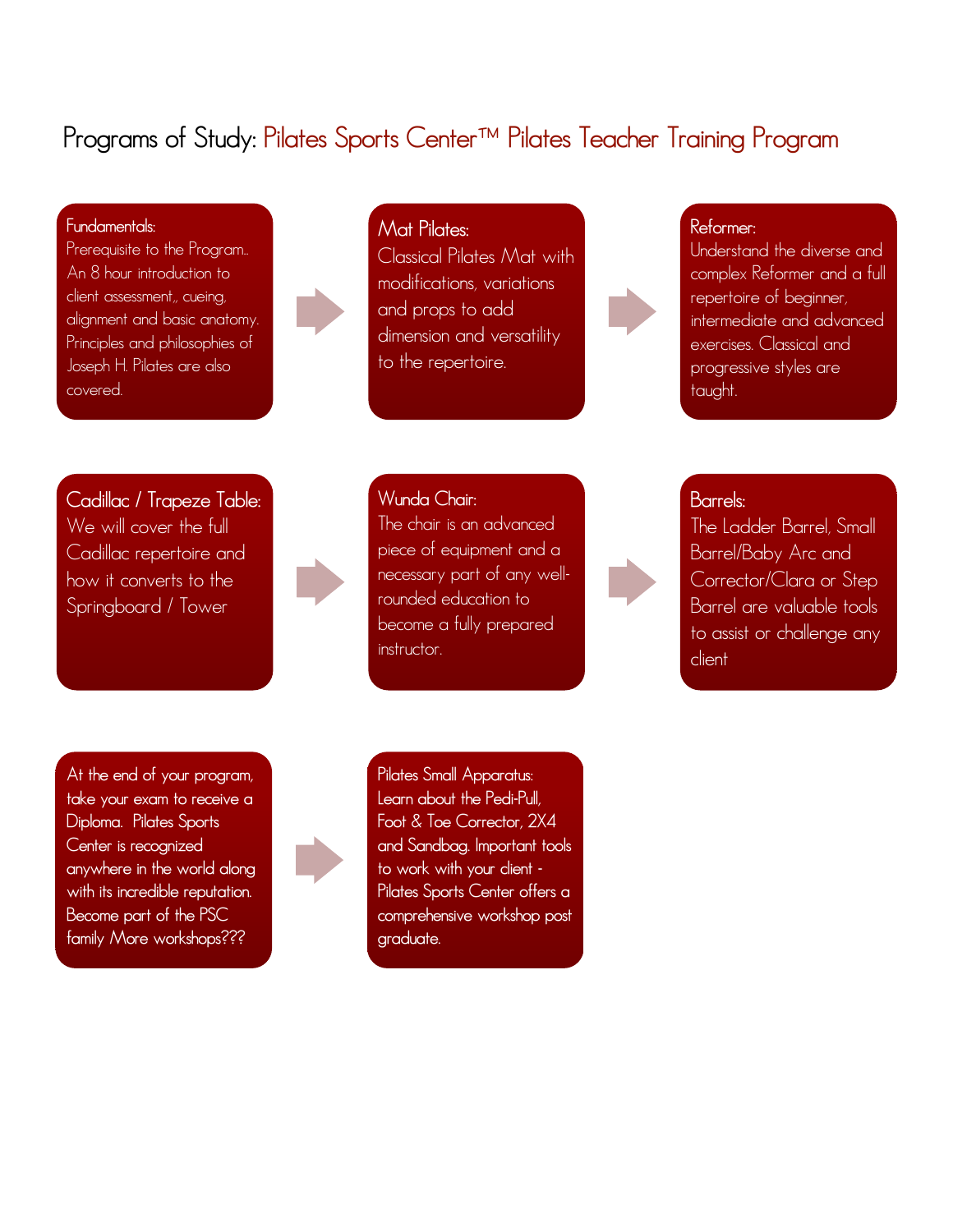# Programs of Study: Pilates Sports Center™ Pilates Teacher Training Program

**Fundamentals:**
Prerequisite to the Program.. An 8 hour introduction to client assessment,, cueing, alignment and basic anatomy. Principles and philosophies of Joseph H. Pilates are also covered.

**Mat Pilates:**
Classical Pilates Mat with modifications, variations and props to add dimension and versatility to the repertoire.

**Reformer:**
Understand the diverse and complex Reformer and a full repertoire of beginner, intermediate and advanced exercises. Classical and progressive styles are taught.

**Cadillac / Trapeze Table:**
We will cover the full Cadillac repertoire and how it converts to the Springboard / Tower

**Wunda Chair:**
The chair is an advanced piece of equipment and a necessary part of any well-rounded education to become a fully prepared instructor.

**Barrels:**
The Ladder Barrel, Small Barrel/Baby Arc and Corrector/Clara or Step Barrel are valuable tools to assist or challenge any client

At the end of your program, take your exam to receive a Diploma. Pilates Sports Center is recognized anywhere in the world along with its incredible reputation. Become part of the PSC family More workshops???

**Pilates Small Apparatus:**
Learn about the Pedi-Pull, Foot & Toe Corrector, 2X4 and Sandbag. Important tools to work with your client - Pilates Sports Center offers a comprehensive workshop post graduate.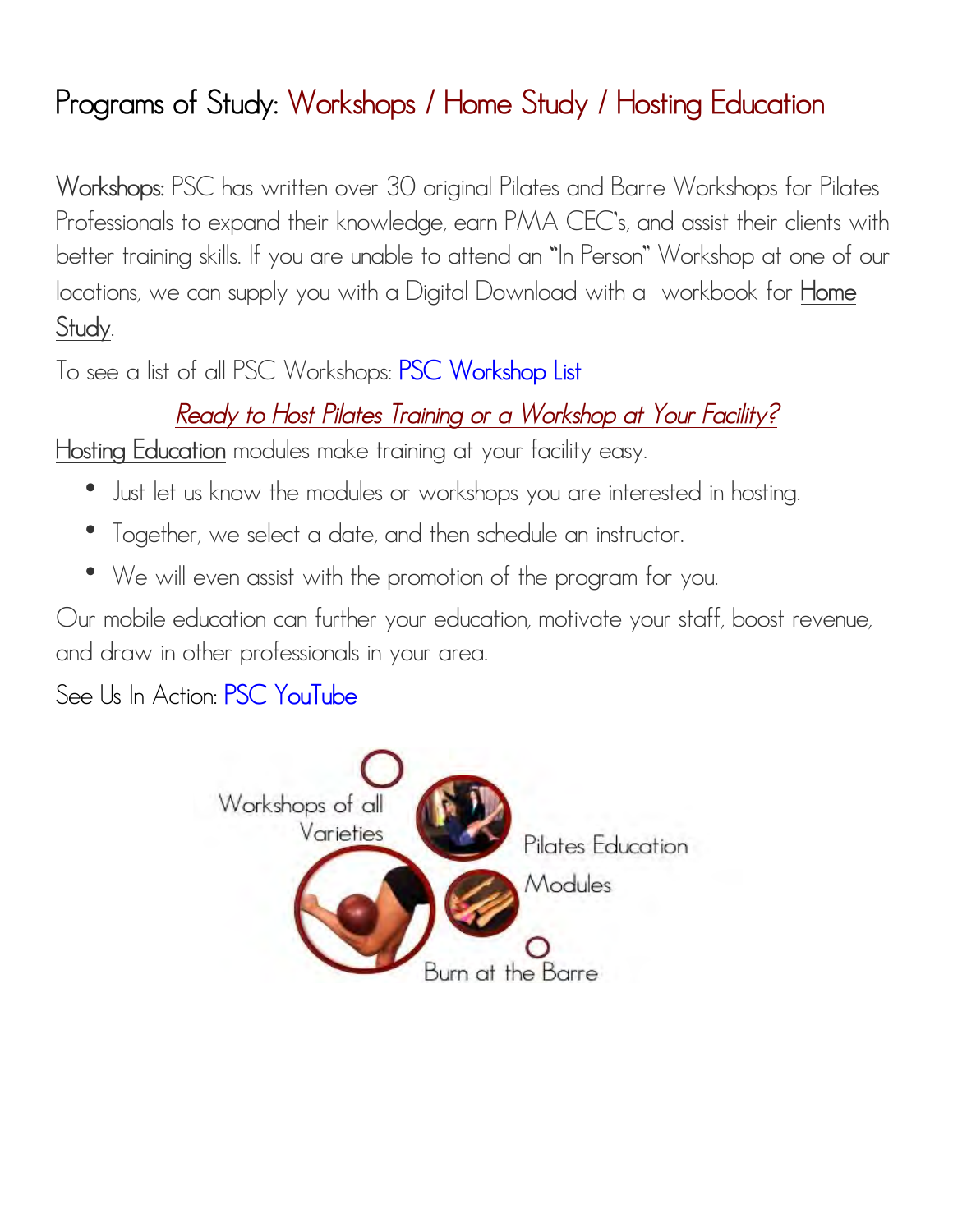# Programs of Study: Workshops / Home Study / Hosting Education

Workshops: PSC has written over 30 original Pilates and Barre Workshops for Pilates Professionals to expand their knowledge, earn PMA CEC's, and assist their clients with better training skills. If you are unable to attend an "In Person" Workshop at one of our locations, we can supply you with a Digital Download with a workbook for Home Study.

To see a list of all PSC Workshops: PSC Workshop List

*Ready to Host Pilates Training or a Workshop at Your Facility?*

Hosting Education modules make training at your facility easy.

- Just let us know the modules or workshops you are interested in hosting.
- Together, we select a date, and then schedule an instructor.
- We will even assist with the promotion of the program for you.

Our mobile education can further your education, motivate your staff, boost revenue, and draw in other professionals in your area.

See Us In Action: PSC YouTube

Workshops of all Varieties

Pilates Education Modules

Burn at the Barre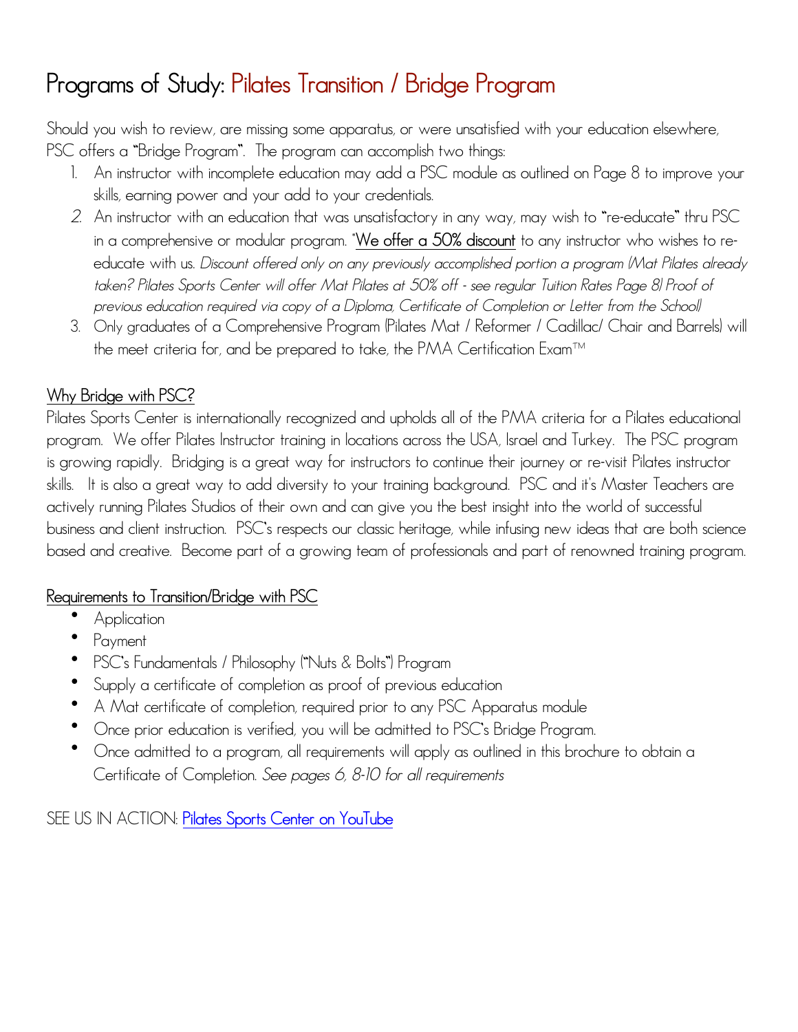# Programs of Study: Pilates Transition / Bridge Program

Should you wish to review, are missing some apparatus, or were unsatisfied with your education elsewhere, PSC offers a "Bridge Program". The program can accomplish two things:

1. An instructor with incomplete education may add a PSC module as outlined on Page 8 to improve your skills, earning power and your add to your credentials.
2. An instructor with an education that was unsatisfactory in any way, may wish to "re-educate" thru PSC in a comprehensive or modular program. *__We offer a 50% discount__ to any instructor who wishes to re-educate with us. *Discount offered only on any previously accomplished portion a program (Mat Pilates already taken? Pilates Sports Center will offer Mat Pilates at 50% off - see regular Tuition Rates Page 8) Proof of previous education required via copy of a Diploma, Certificate of Completion or Letter from the School)*
3. Only graduates of a Comprehensive Program (Pilates Mat / Reformer / Cadillac/ Chair and Barrels) will the meet criteria for, and be prepared to take, the PMA Certification Exam™

## Why Bridge with PSC?

Pilates Sports Center is internationally recognized and upholds all of the PMA criteria for a Pilates educational program. We offer Pilates Instructor training in locations across the USA, Israel and Turkey. The PSC program is growing rapidly. Bridging is a great way for instructors to continue their journey or re-visit Pilates instructor skills. It is also a great way to add diversity to your training background. PSC and it's Master Teachers are actively running Pilates Studios of their own and can give you the best insight into the world of successful business and client instruction. PSC's respects our classic heritage, while infusing new ideas that are both science based and creative. Become part of a growing team of professionals and part of renowned training program.

## Requirements to Transition/Bridge with PSC

- Application
- Payment
- PSC's Fundamentals / Philosophy ("Nuts & Bolts") Program
- Supply a certificate of completion as proof of previous education
- A Mat certificate of completion, required prior to any PSC Apparatus module
- Once prior education is verified, you will be admitted to PSC's Bridge Program.
- Once admitted to a program, all requirements will apply as outlined in this brochure to obtain a Certificate of Completion. *See pages 6, 8-10 for all requirements*

SEE US IN ACTION: Pilates Sports Center on YouTube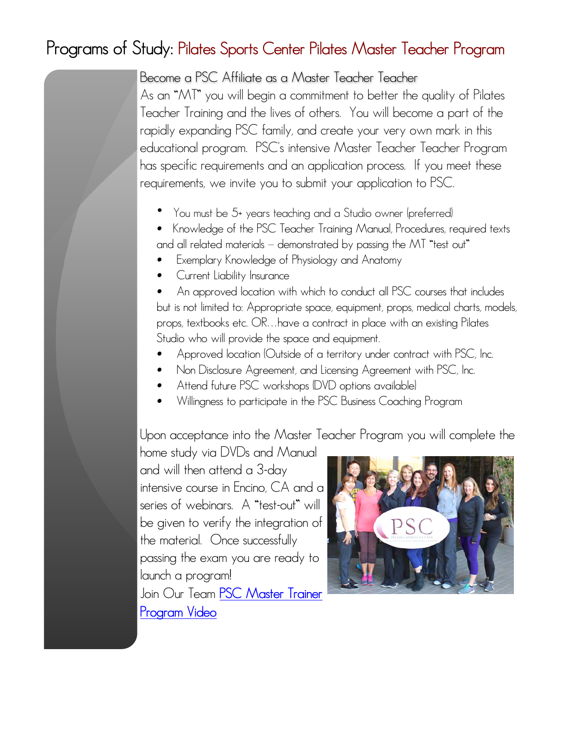# Programs of Study: Pilates Sports Center Pilates Master Teacher Program

## Become a PSC Affiliate as a Master Teacher Teacher

As an "MT" you will begin a commitment to better the quality of Pilates Teacher Training and the lives of others. You will become a part of the rapidly expanding PSC family, and create your very own mark in this educational program. PSC's intensive Master Teacher Teacher Program has specific requirements and an application process. If you meet these requirements, we invite you to submit your application to PSC.

- You must be 5+ years teaching and a Studio owner (preferred)
- Knowledge of the PSC Teacher Training Manual, Procedures, required texts and all related materials – demonstrated by passing the MT "test out"
- Exemplary Knowledge of Physiology and Anatomy
- Current Liability Insurance
- An approved location with which to conduct all PSC courses that includes but is not limited to: Appropriate space, equipment, props, medical charts, models, props, textbooks etc. OR…have a contract in place with an existing Pilates Studio who will provide the space and equipment.
- Approved location (Outside of a territory under contract with PSC, Inc.
- Non Disclosure Agreement, and Licensing Agreement with PSC, Inc.
- Attend future PSC workshops (DVD options available)
- Willingness to participate in the PSC Business Coaching Program

Upon acceptance into the Master Teacher Program you will complete the home study via DVDs and Manual and will then attend a 3-day intensive course in Encino, CA and a series of webinars. A "test-out" will be given to verify the integration of the material. Once successfully passing the exam you are ready to launch a program!

Join Our Team [PSC Master Trainer Program Video]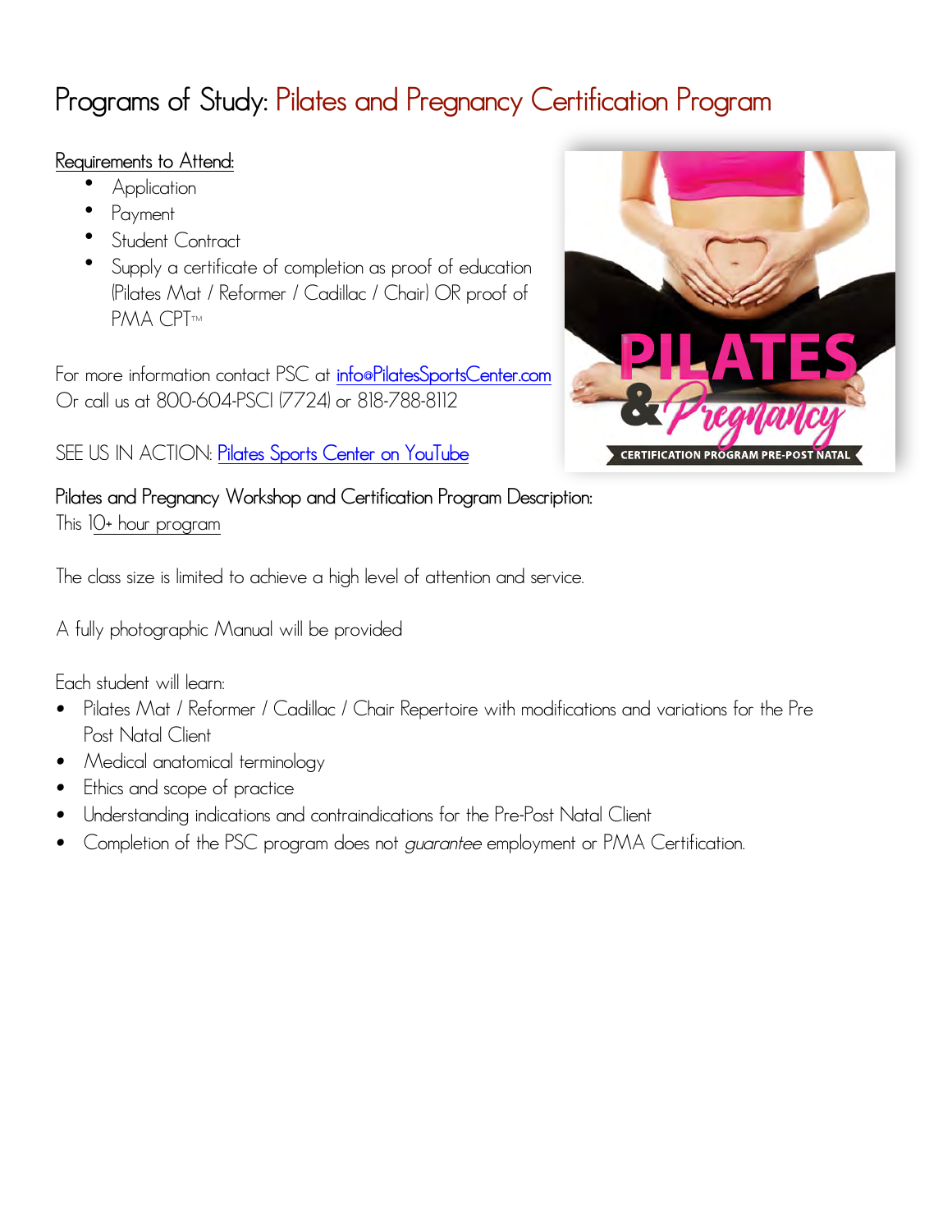# Programs of Study: Pilates and Pregnancy Certification Program

Requirements to Attend:

- Application
- Payment
- Student Contract
- Supply a certificate of completion as proof of education (Pilates Mat / Reformer / Cadillac / Chair) OR proof of PMA CPT™

For more information contact PSC at info@PilatesSportsCenter.com
Or call us at 800-604-PSCI (7724) or 818-788-8112

SEE US IN ACTION: Pilates Sports Center on YouTube

**Pilates and Pregnancy Workshop and Certification Program Description:**
This 10+ hour program

The class size is limited to achieve a high level of attention and service.

A fully photographic Manual will be provided

Each student will learn:

- Pilates Mat / Reformer / Cadillac / Chair Repertoire with modifications and variations for the Pre Post Natal Client
- Medical anatomical terminology
- Ethics and scope of practice
- Understanding indications and contraindications for the Pre-Post Natal Client
- Completion of the PSC program does not *guarantee* employment or PMA Certification.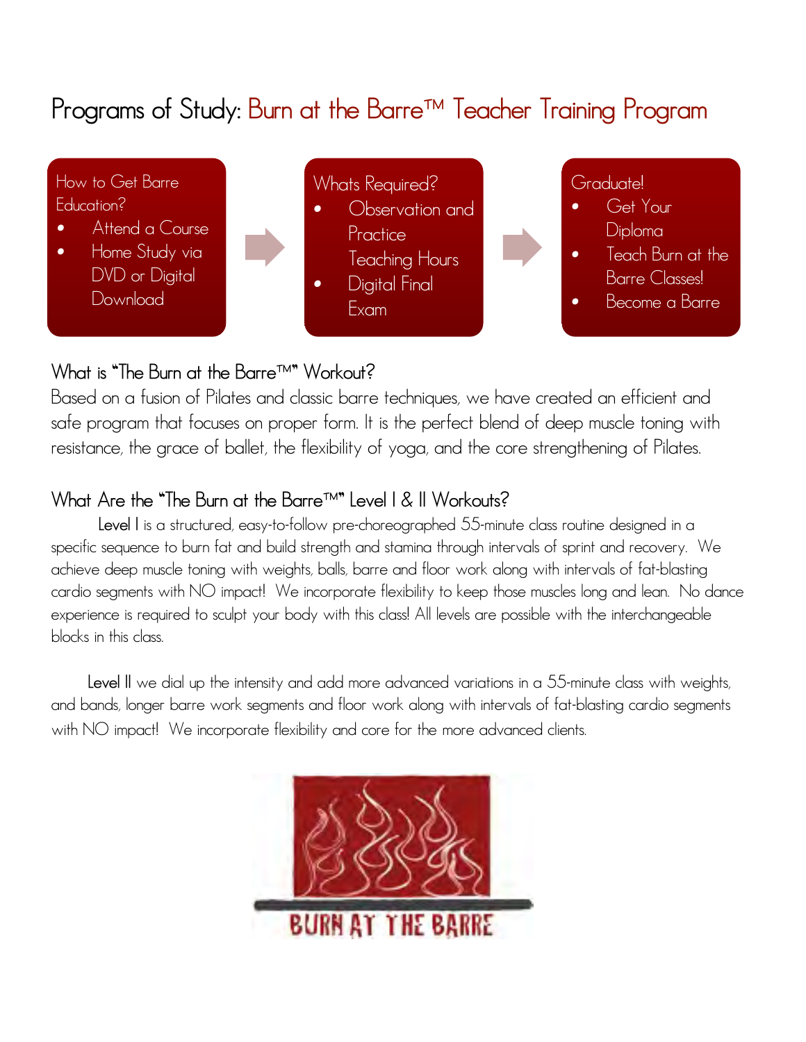# Programs of Study: Burn at the Barre™ Teacher Training Program

How to Get Barre Education?
- Attend a Course
- Home Study via DVD or Digital Download

Whats Required?
- Observation and Practice Teaching Hours
- Digital Final Exam

Graduate!
- Get Your Diploma
- Teach Burn at the Barre Classes!
- Become a Barre

## What is "The Burn at the Barre™" Workout?

Based on a fusion of Pilates and classic barre techniques, we have created an efficient and safe program that focuses on proper form. It is the perfect blend of deep muscle toning with resistance, the grace of ballet, the flexibility of yoga, and the core strengthening of Pilates.

## What Are the "The Burn at the Barre™" Level I & II Workouts?

**Level I** is a structured, easy-to-follow pre-choreographed 55-minute class routine designed in a specific sequence to burn fat and build strength and stamina through intervals of sprint and recovery. We achieve deep muscle toning with weights, balls, barre and floor work along with intervals of fat-blasting cardio segments with NO impact! We incorporate flexibility to keep those muscles long and lean. No dance experience is required to sculpt your body with this class! All levels are possible with the interchangeable blocks in this class.

**Level II** we dial up the intensity and add more advanced variations in a 55-minute class with weights, and bands, longer barre work segments and floor work along with intervals of fat-blasting cardio segments with NO impact! We incorporate flexibility and core for the more advanced clients.

BURN AT THE BARRE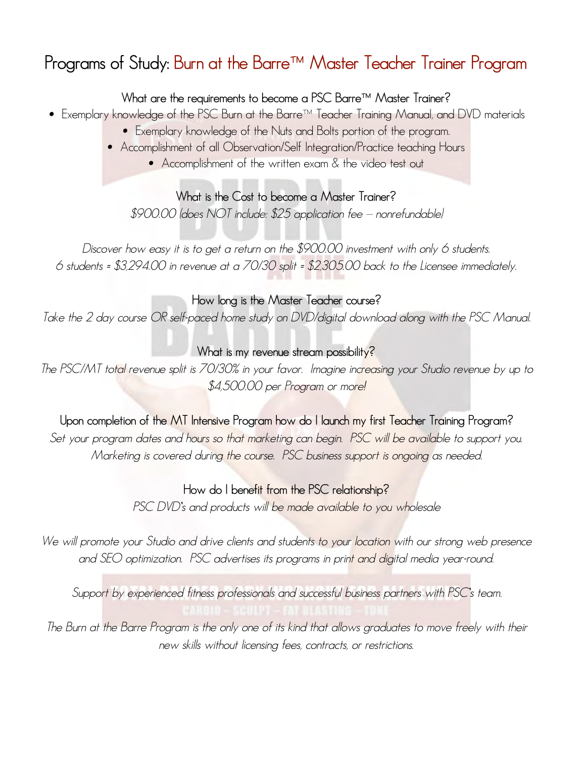# Programs of Study: Burn at the Barre™ Master Teacher Trainer Program

**What are the requirements to become a PSC Barre™ Master Trainer?**

- Exemplary knowledge of the PSC Burn at the Barre™ Teacher Training Manual, and DVD materials
- Exemplary knowledge of the Nuts and Bolts portion of the program.
- Accomplishment of all Observation/Self Integration/Practice teaching Hours
- Accomplishment of the written exam & the video test out

**What is the Cost to become a Master Trainer?**

*$900.00 (does NOT include: $25 application fee – nonrefundable)*

*Discover how easy it is to get a return on the $900.00 investment with only 6 students.*
*6 students = $3,294.00 in revenue at a 70/30 split = $2,305.00 back to the Licensee immediately.*

**How long is the Master Teacher course?**

*Take the 2 day course OR self-paced home study on DVD/digital download along with the PSC Manual.*

**What is my revenue stream possibility?**

*The PSC/MT total revenue split is 70/30% in your favor. Imagine increasing your Studio revenue by up to $4,500.00 per Program or more!*

**Upon completion of the MT Intensive Program how do I launch my first Teacher Training Program?**

*Set your program dates and hours so that marketing can begin. PSC will be available to support you. Marketing is covered during the course. PSC business support is ongoing as needed.*

**How do I benefit from the PSC relationship?**

*PSC DVD's and products will be made available to you wholesale*

*We will promote your Studio and drive clients and students to your location with our strong web presence and SEO optimization. PSC advertises its programs in print and digital media year-round.*

*Support by experienced fitness professionals and successful business partners with PSC's team.*

*The Burn at the Barre Program is the only one of its kind that allows graduates to move freely with their new skills without licensing fees, contracts, or restrictions.*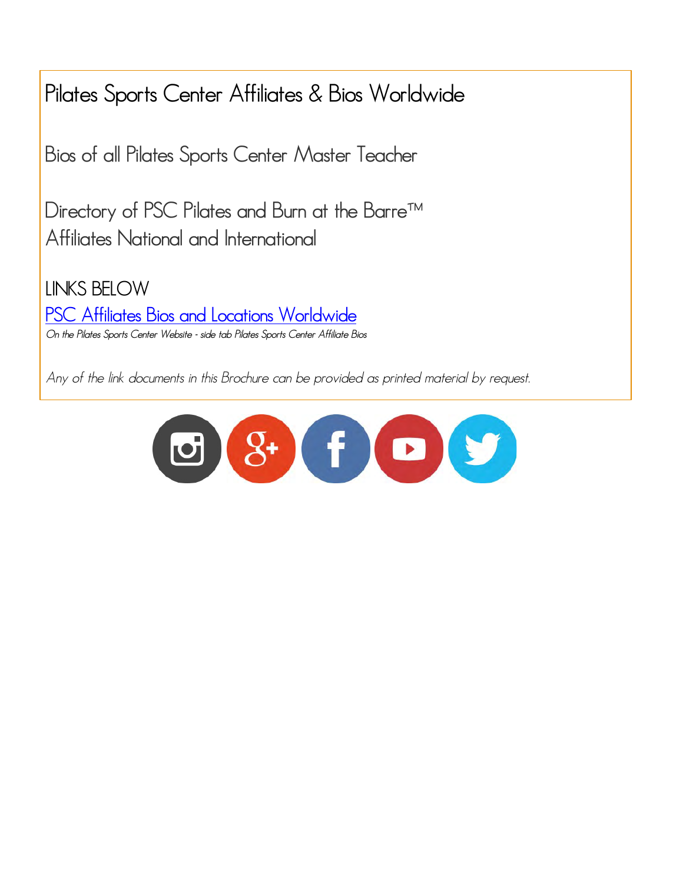# Pilates Sports Center Affiliates & Bios Worldwide

Bios of all Pilates Sports Center Master Teacher

Directory of PSC Pilates and Burn at the Barre™
Affiliates National and International

LINKS BELOW

PSC Affiliates Bios and Locations Worldwide

*On the Pilates Sports Center Website - side tab Pilates Sports Center Affiliate Bios*

*Any of the link documents in this Brochure can be provided as printed material by request.*